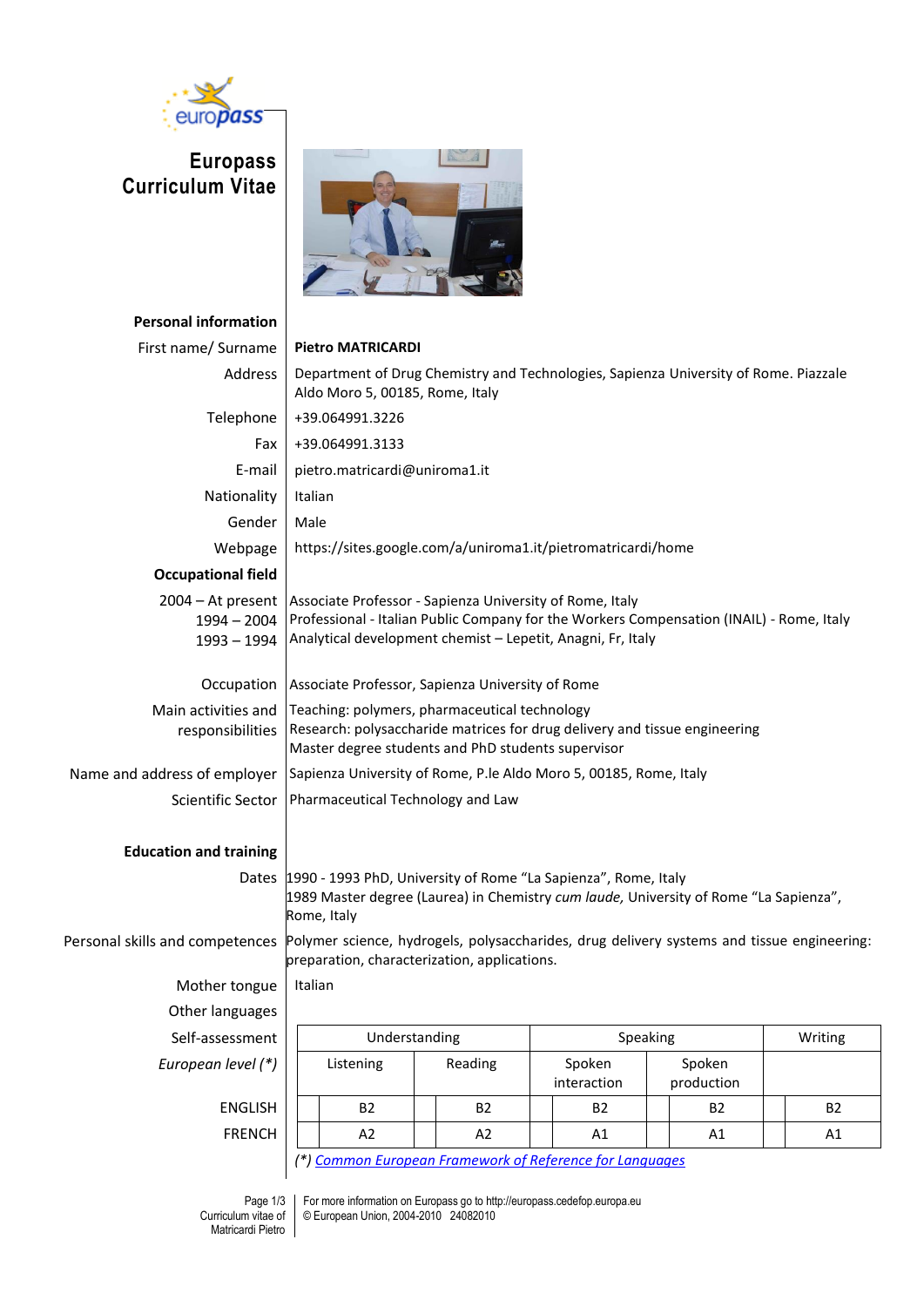# Europass Curriculum Vitae

## Personal information

**First name/ Surname:** **Pietro MATRICARDI**

**Address:** Department of Drug Chemistry and Technologies, Sapienza University of Rome. Piazzale Aldo Moro 5, 00185, Rome, Italy

**Telephone:** +39.064991.3226

**Fax:** +39.064991.3133

**E-mail:** pietro.matricardi@uniroma1.it

**Nationality:** Italian

**Gender:** Male

**Webpage:** https://sites.google.com/a/uniroma1.it/pietromatricardi/home

## Occupational field

- 2004 – At present: Associate Professor - Sapienza University of Rome, Italy
- 1994 – 2004: Professional - Italian Public Company for the Workers Compensation (INAIL) - Rome, Italy
- 1993 – 1994: Analytical development chemist – Lepetit, Anagni, Fr, Italy

**Occupation:** Associate Professor, Sapienza University of Rome

**Main activities and responsibilities:**
Teaching: polymers, pharmaceutical technology
Research: polysaccharide matrices for drug delivery and tissue engineering
Master degree students and PhD students supervisor

**Name and address of employer:** Sapienza University of Rome, P.le Aldo Moro 5, 00185, Rome, Italy

**Scientific Sector:** Pharmaceutical Technology and Law

## Education and training

**Dates:**
1990 - 1993 PhD, University of Rome "La Sapienza", Rome, Italy
1989 Master degree (Laurea) in Chemistry *cum laude,* University of Rome "La Sapienza", Rome, Italy

**Personal skills and competences:** Polymer science, hydrogels, polysaccharides, drug delivery systems and tissue engineering: preparation, characterization, applications.

**Mother tongue:** Italian

**Other languages**

| Self-assessment | Understanding | | Speaking | | Writing |
|---|---|---|---|---|---|
| *European level (\*)* | Listening | Reading | Spoken interaction | Spoken production | |
| ENGLISH | B2 | B2 | B2 | B2 | B2 |
| FRENCH | A2 | A2 | A1 | A1 | A1 |

*(\*) Common European Framework of Reference for Languages*

For more information on Europass go to http://europass.cedefop.europa.eu
© European Union, 2004-2010 24082010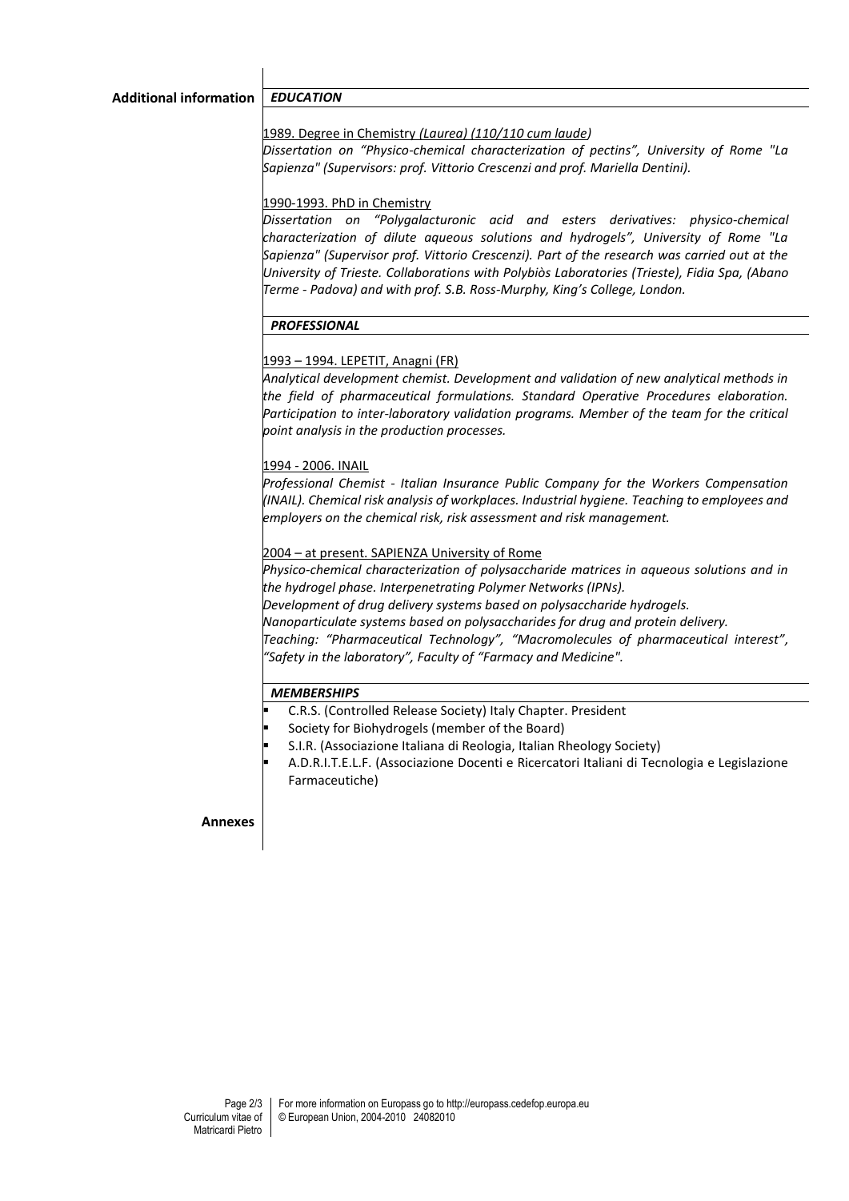## Additional information

### *EDUCATION*

1989. Degree in Chemistry *(Laurea) (110/110 cum laude)*

*Dissertation on "Physico-chemical characterization of pectins", University of Rome "La Sapienza" (Supervisors: prof. Vittorio Crescenzi and prof. Mariella Dentini).*

1990-1993. PhD in Chemistry

*Dissertation on "Polygalacturonic acid and esters derivatives: physico-chemical characterization of dilute aqueous solutions and hydrogels", University of Rome "La Sapienza" (Supervisor prof. Vittorio Crescenzi). Part of the research was carried out at the University of Trieste. Collaborations with Polybiòs Laboratories (Trieste), Fidia Spa, (Abano Terme - Padova) and with prof. S.B. Ross-Murphy, King's College, London.*

### *PROFESSIONAL*

1993 – 1994. LEPETIT, Anagni (FR)

*Analytical development chemist. Development and validation of new analytical methods in the field of pharmaceutical formulations. Standard Operative Procedures elaboration. Participation to inter-laboratory validation programs. Member of the team for the critical point analysis in the production processes.*

1994 - 2006. INAIL

*Professional Chemist - Italian Insurance Public Company for the Workers Compensation (INAIL). Chemical risk analysis of workplaces. Industrial hygiene. Teaching to employees and employers on the chemical risk, risk assessment and risk management.*

2004 – at present. SAPIENZA University of Rome

*Physico-chemical characterization of polysaccharide matrices in aqueous solutions and in the hydrogel phase. Interpenetrating Polymer Networks (IPNs).*
*Development of drug delivery systems based on polysaccharide hydrogels.*
*Nanoparticulate systems based on polysaccharides for drug and protein delivery.*
*Teaching: "Pharmaceutical Technology", "Macromolecules of pharmaceutical interest", "Safety in the laboratory", Faculty of "Farmacy and Medicine".*

### *MEMBERSHIPS*

- C.R.S. (Controlled Release Society) Italy Chapter. President
- Society for Biohydrogels (member of the Board)
- S.I.R. (Associazione Italiana di Reologia, Italian Rheology Society)
- A.D.R.I.T.E.L.F. (Associazione Docenti e Ricercatori Italiani di Tecnologia e Legislazione Farmaceutiche)

## Annexes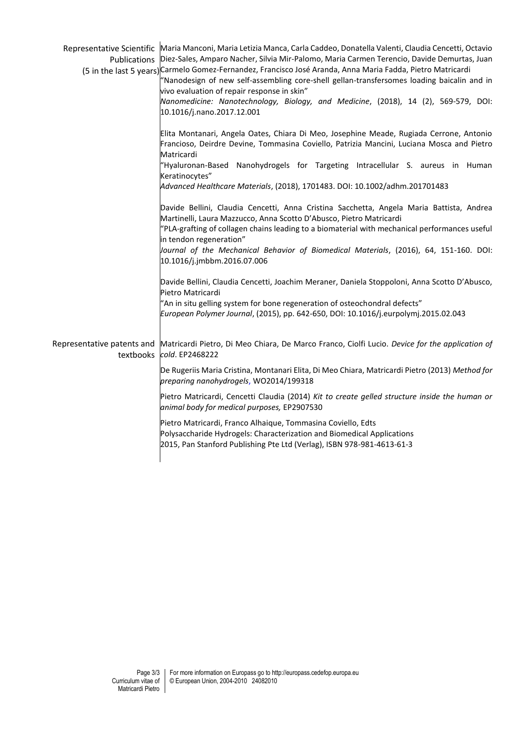**Representative Scientific Publications (5 in the last 5 years)**

Maria Manconi, Maria Letizia Manca, Carla Caddeo, Donatella Valenti, Claudia Cencetti, Octavio Diez-Sales, Amparo Nacher, Silvia Mir-Palomo, Maria Carmen Terencio, Davide Demurtas, Juan Carmelo Gomez-Fernandez, Francisco José Aranda, Anna Maria Fadda, Pietro Matricardi
"Nanodesign of new self-assembling core-shell gellan-transfersomes loading baicalin and in vivo evaluation of repair response in skin"
*Nanomedicine: Nanotechnology, Biology, and Medicine*, (2018), 14 (2), 569-579, DOI: 10.1016/j.nano.2017.12.001

Elita Montanari, Angela Oates, Chiara Di Meo, Josephine Meade, Rugiada Cerrone, Antonio Francioso, Deirdre Devine, Tommasina Coviello, Patrizia Mancini, Luciana Mosca and Pietro Matricardi
"Hyaluronan-Based Nanohydrogels for Targeting Intracellular S. aureus in Human Keratinocytes"
*Advanced Healthcare Materials*, (2018), 1701483. DOI: 10.1002/adhm.201701483

Davide Bellini, Claudia Cencetti, Anna Cristina Sacchetta, Angela Maria Battista, Andrea Martinelli, Laura Mazzucco, Anna Scotto D'Abusco, Pietro Matricardi
"PLA-grafting of collagen chains leading to a biomaterial with mechanical performances useful in tendon regeneration"
*Journal of the Mechanical Behavior of Biomedical Materials*, (2016), 64, 151-160. DOI: 10.1016/j.jmbbm.2016.07.006

Davide Bellini, Claudia Cencetti, Joachim Meraner, Daniela Stoppoloni, Anna Scotto D'Abusco, Pietro Matricardi
"An in situ gelling system for bone regeneration of osteochondral defects"
*European Polymer Journal*, (2015), pp. 642-650, DOI: 10.1016/j.eurpolymj.2015.02.043

**Representative patents and textbooks**

Matricardi Pietro, Di Meo Chiara, De Marco Franco, Ciolfi Lucio. *Device for the application of cold*. EP2468222

De Rugeriis Maria Cristina, Montanari Elita, Di Meo Chiara, Matricardi Pietro (2013) *Method for preparing nanohydrogels*, WO2014/199318

Pietro Matricardi, Cencetti Claudia (2014) *Kit to create gelled structure inside the human or animal body for medical purposes,* EP2907530

Pietro Matricardi, Franco Alhaique, Tommasina Coviello, Edts
Polysaccharide Hydrogels: Characterization and Biomedical Applications
2015, Pan Stanford Publishing Pte Ltd (Verlag), ISBN 978-981-4613-61-3